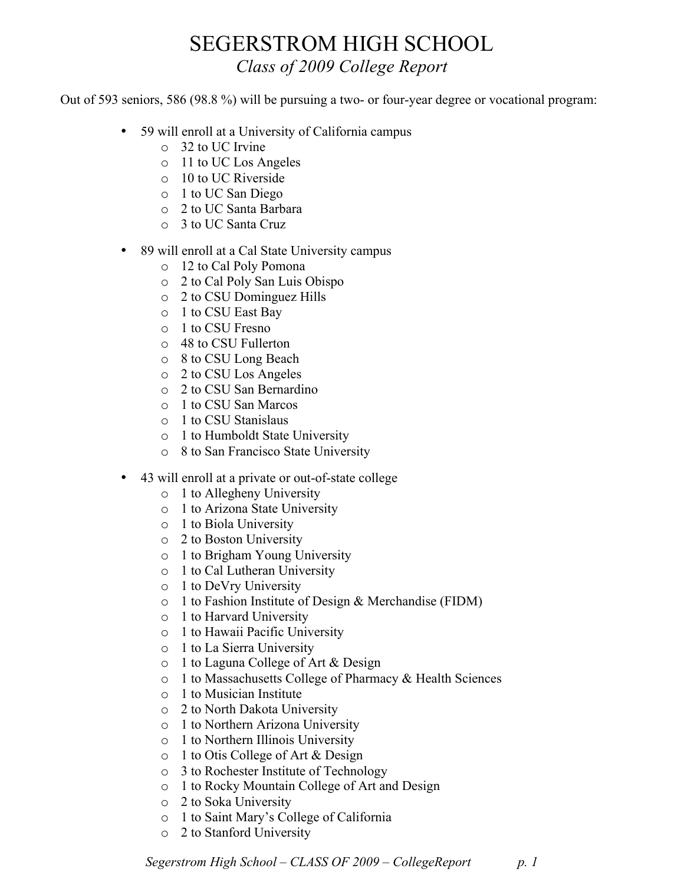# SEGERSTROM HIGH SCHOOL

*Class of 2009 College Report*

Out of 593 seniors, 586 (98.8 %) will be pursuing a two- or four-year degree or vocational program:

- 59 will enroll at a University of California campus
  - 32 to UC Irvine
  - 11 to UC Los Angeles
  - 10 to UC Riverside
  - 1 to UC San Diego
  - 2 to UC Santa Barbara
  - 3 to UC Santa Cruz
- 89 will enroll at a Cal State University campus
  - 12 to Cal Poly Pomona
  - 2 to Cal Poly San Luis Obispo
  - 2 to CSU Dominguez Hills
  - 1 to CSU East Bay
  - 1 to CSU Fresno
  - 48 to CSU Fullerton
  - 8 to CSU Long Beach
  - 2 to CSU Los Angeles
  - 2 to CSU San Bernardino
  - 1 to CSU San Marcos
  - 1 to CSU Stanislaus
  - 1 to Humboldt State University
  - 8 to San Francisco State University
- 43 will enroll at a private or out-of-state college
  - 1 to Allegheny University
  - 1 to Arizona State University
  - 1 to Biola University
  - 2 to Boston University
  - 1 to Brigham Young University
  - 1 to Cal Lutheran University
  - 1 to DeVry University
  - 1 to Fashion Institute of Design & Merchandise (FIDM)
  - 1 to Harvard University
  - 1 to Hawaii Pacific University
  - 1 to La Sierra University
  - 1 to Laguna College of Art & Design
  - 1 to Massachusetts College of Pharmacy & Health Sciences
  - 1 to Musician Institute
  - 2 to North Dakota University
  - 1 to Northern Arizona University
  - 1 to Northern Illinois University
  - 1 to Otis College of Art & Design
  - 3 to Rochester Institute of Technology
  - 1 to Rocky Mountain College of Art and Design
  - 2 to Soka University
  - 1 to Saint Mary's College of California
  - 2 to Stanford University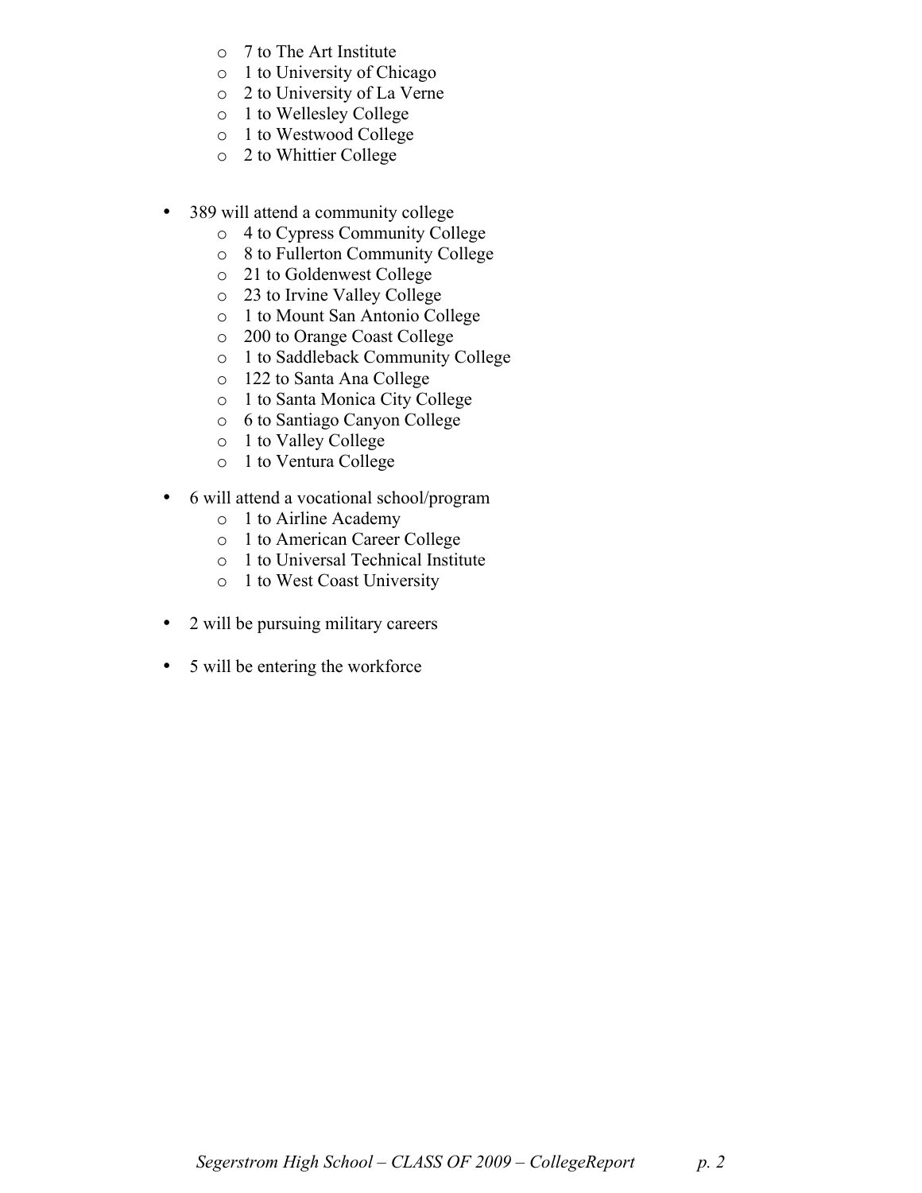- 7 to The Art Institute
- 1 to University of Chicago
- 2 to University of La Verne
- 1 to Wellesley College
- 1 to Westwood College
- 2 to Whittier College

- 389 will attend a community college
  - 4 to Cypress Community College
  - 8 to Fullerton Community College
  - 21 to Goldenwest College
  - 23 to Irvine Valley College
  - 1 to Mount San Antonio College
  - 200 to Orange Coast College
  - 1 to Saddleback Community College
  - 122 to Santa Ana College
  - 1 to Santa Monica City College
  - 6 to Santiago Canyon College
  - 1 to Valley College
  - 1 to Ventura College

- 6 will attend a vocational school/program
  - 1 to Airline Academy
  - 1 to American Career College
  - 1 to Universal Technical Institute
  - 1 to West Coast University

- 2 will be pursuing military careers

- 5 will be entering the workforce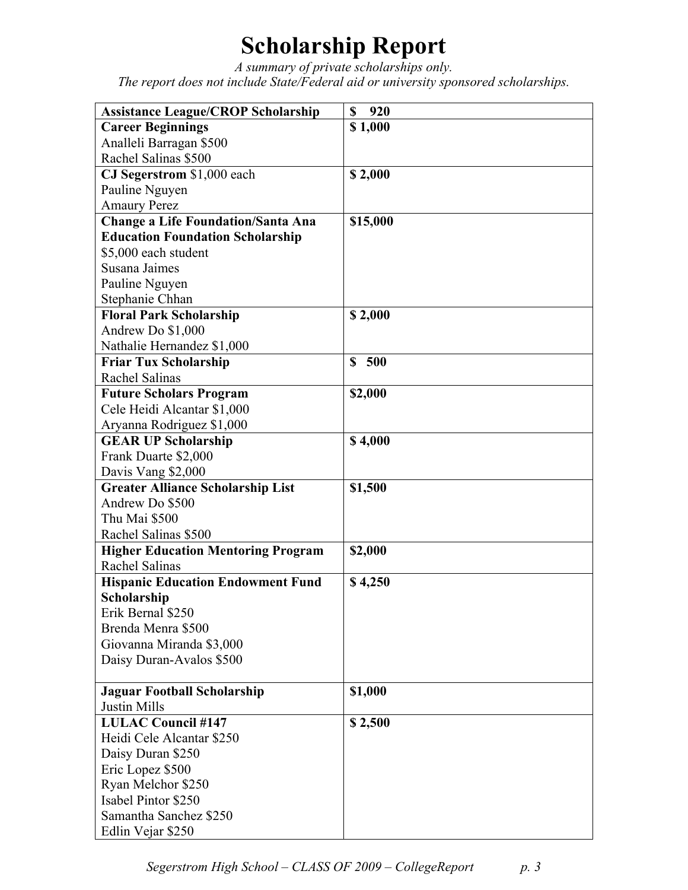# Scholarship Report

*A summary of private scholarships only.*
*The report does not include State/Federal aid or university sponsored scholarships.*

| Scholarship | Amount |
|---|---|
| **Assistance League/CROP Scholarship** | **$ 920** |
| **Career Beginnings**<br>Analleli Barragan $500<br>Rachel Salinas $500 | **$ 1,000** |
| **CJ Segerstrom** $1,000 each<br>Pauline Nguyen<br>Amaury Perez | **$ 2,000** |
| **Change a Life Foundation/Santa Ana Education Foundation Scholarship**<br>$5,000 each student<br>Susana Jaimes<br>Pauline Nguyen<br>Stephanie Chhan | **$15,000** |
| **Floral Park Scholarship**<br>Andrew Do $1,000<br>Nathalie Hernandez $1,000 | **$ 2,000** |
| **Friar Tux Scholarship**<br>Rachel Salinas | **$ 500** |
| **Future Scholars Program**<br>Cele Heidi Alcantar $1,000<br>Aryanna Rodriguez $1,000 | **$2,000** |
| **GEAR UP Scholarship**<br>Frank Duarte $2,000<br>Davis Vang $2,000 | **$ 4,000** |
| **Greater Alliance Scholarship List**<br>Andrew Do $500<br>Thu Mai $500<br>Rachel Salinas $500 | **$1,500** |
| **Higher Education Mentoring Program**<br>Rachel Salinas | **$2,000** |
| **Hispanic Education Endowment Fund Scholarship**<br>Erik Bernal $250<br>Brenda Menra $500<br>Giovanna Miranda $3,000<br>Daisy Duran-Avalos $500 | **$ 4,250** |
| **Jaguar Football Scholarship**<br>Justin Mills | **$1,000** |
| **LULAC Council #147**<br>Heidi Cele Alcantar $250<br>Daisy Duran $250<br>Eric Lopez $500<br>Ryan Melchor $250<br>Isabel Pintor $250<br>Samantha Sanchez $250<br>Edlin Vejar $250 | **$ 2,500** |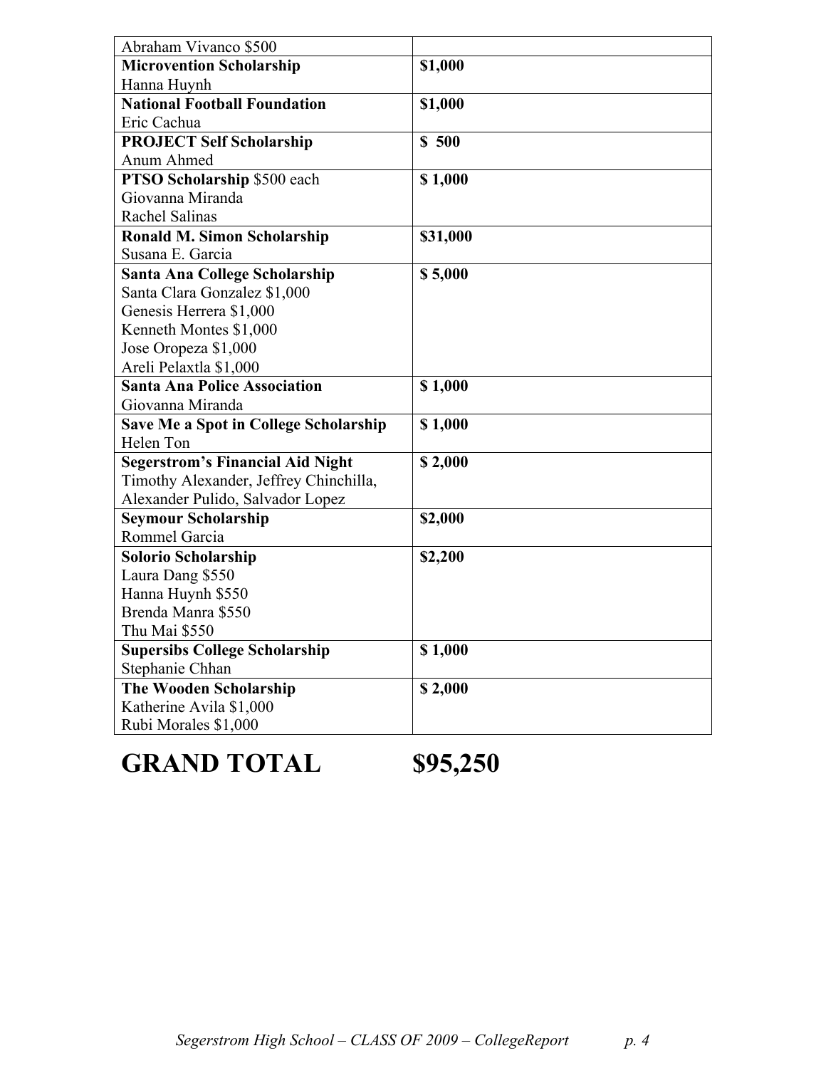| | |
|---|---|
| Abraham Vivanco $500 | |
| **Microvention Scholarship**<br>Hanna Huynh | **$1,000** |
| **National Football Foundation**<br>Eric Cachua | **$1,000** |
| **PROJECT Self Scholarship**<br>Anum Ahmed | **$ 500** |
| **PTSO Scholarship** $500 each<br>Giovanna Miranda<br>Rachel Salinas | **$ 1,000** |
| **Ronald M. Simon Scholarship**<br>Susana E. Garcia | **$31,000** |
| **Santa Ana College Scholarship**<br>Santa Clara Gonzalez $1,000<br>Genesis Herrera $1,000<br>Kenneth Montes $1,000<br>Jose Oropeza $1,000<br>Areli Pelaxtla $1,000 | **$ 5,000** |
| **Santa Ana Police Association**<br>Giovanna Miranda | **$ 1,000** |
| **Save Me a Spot in College Scholarship**<br>Helen Ton | **$ 1,000** |
| **Segerstrom's Financial Aid Night**<br>Timothy Alexander, Jeffrey Chinchilla, Alexander Pulido, Salvador Lopez | **$ 2,000** |
| **Seymour Scholarship**<br>Rommel Garcia | **$2,000** |
| **Solorio Scholarship**<br>Laura Dang $550<br>Hanna Huynh $550<br>Brenda Manra $550<br>Thu Mai $550 | **$2,200** |
| **Supersibs College Scholarship**<br>Stephanie Chhan | **$ 1,000** |
| **The Wooden Scholarship**<br>Katherine Avila $1,000<br>Rubi Morales $1,000 | **$ 2,000** |

# GRAND TOTAL $95,250